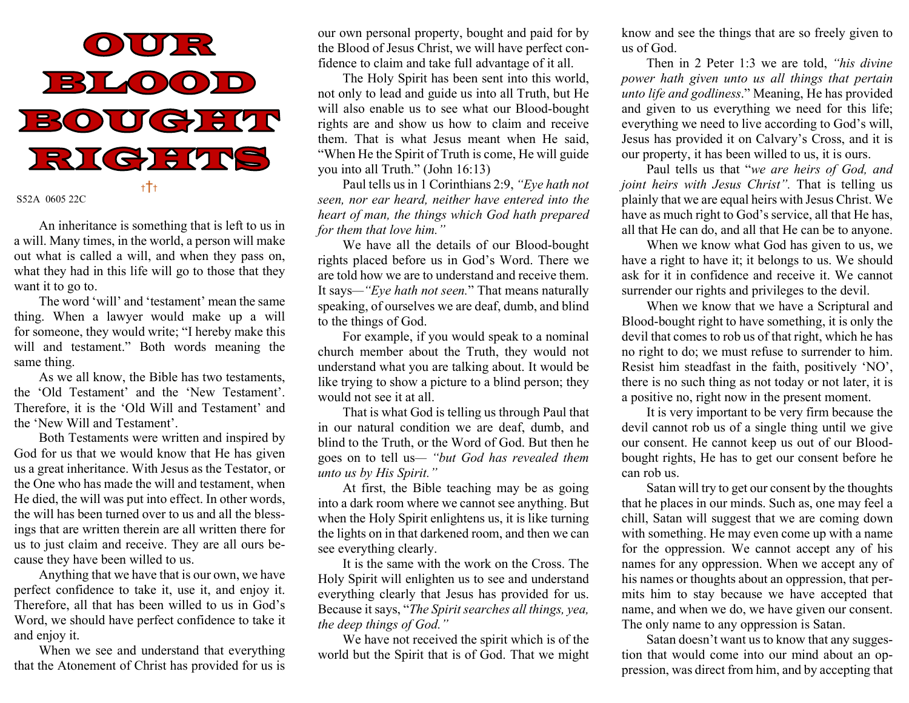# OUR BLOOD BOUGHT RIGHTS

S52A 0605 22C

An inheritance is something that is left to us in a will. Many times, in the world, a person will make out what is called a will, and when they pass on, what they had in this life will go to those that they want it to go to.

The word 'will' and 'testament' mean the same thing. When a lawyer would make up a will for someone, they would write; "I hereby make this will and testament." Both words meaning the same thing.

As we all know, the Bible has two testaments, the 'Old Testament' and the 'New Testament'. Therefore, it is the 'Old Will and Testament' and the 'New Will and Testament'.

Both Testaments were written and inspired by God for us that we would know that He has given us a great inheritance. With Jesus as the Testator, or the One who has made the will and testament, when He died, the will was put into effect. In other words, the will has been turned over to us and all the blessings that are written therein are all written there for us to just claim and receive. They are all ours because they have been willed to us.

Anything that we have that is our own, we have perfect confidence to take it, use it, and enjoy it. Therefore, all that has been willed to us in God's Word, we should have perfect confidence to take it and enjoy it.

When we see and understand that everything that the Atonement of Christ has provided for us is our own personal property, bought and paid for by the Blood of Jesus Christ, we will have perfect confidence to claim and take full advantage of it all.

The Holy Spirit has been sent into this world, not only to lead and guide us into all Truth, but He will also enable us to see what our Blood-bought rights are and show us how to claim and receive them. That is what Jesus meant when He said, "When He the Spirit of Truth is come, He will guide you into all Truth." (John 16:13)

Paul tells us in 1 Corinthians 2:9, *"Eye hath not seen, nor ear heard, neither have entered into the heart of man, the things which God hath prepared for them that love him."*

We have all the details of our Blood-bought rights placed before us in God's Word. There we are told how we are to understand and receive them. It says—*"Eye hath not seen."* That means naturally speaking, of ourselves we are deaf, dumb, and blind to the things of God.

For example, if you would speak to a nominal church member about the Truth, they would not understand what you are talking about. It would be like trying to show a picture to a blind person; they would not see it at all.

That is what God is telling us through Paul that in our natural condition we are deaf, dumb, and blind to the Truth, or the Word of God. But then he goes on to tell us— *"but God has revealed them unto us by His Spirit."*

At first, the Bible teaching may be as going into a dark room where we cannot see anything. But when the Holy Spirit enlightens us, it is like turning the lights on in that darkened room, and then we can see everything clearly.

It is the same with the work on the Cross. The Holy Spirit will enlighten us to see and understand everything clearly that Jesus has provided for us. Because it says, "*The Spirit searches all things, yea, the deep things of God."*

We have not received the spirit which is of the world but the Spirit that is of God. That we might know and see the things that are so freely given to us of God.

Then in 2 Peter 1:3 we are told, *"his divine power hath given unto us all things that pertain unto life and godliness*." Meaning, He has provided and given to us everything we need for this life; everything we need to live according to God's will, Jesus has provided it on Calvary's Cross, and it is our property, it has been willed to us, it is ours.

Paul tells us that "*we are heirs of God, and joint heirs with Jesus Christ".* That is telling us plainly that we are equal heirs with Jesus Christ. We have as much right to God's service, all that He has, all that He can do, and all that He can be to anyone.

When we know what God has given to us, we have a right to have it; it belongs to us. We should ask for it in confidence and receive it. We cannot surrender our rights and privileges to the devil.

When we know that we have a Scriptural and Blood-bought right to have something, it is only the devil that comes to rob us of that right, which he has no right to do; we must refuse to surrender to him. Resist him steadfast in the faith, positively 'NO', there is no such thing as not today or not later, it is a positive no, right now in the present moment.

It is very important to be very firm because the devil cannot rob us of a single thing until we give our consent. He cannot keep us out of our Blood-bought rights, He has to get our consent before he can rob us.

Satan will try to get our consent by the thoughts that he places in our minds. Such as, one may feel a chill, Satan will suggest that we are coming down with something. He may even come up with a name for the oppression. We cannot accept any of his names for any oppression. When we accept any of his names or thoughts about an oppression, that permits him to stay because we have accepted that name, and when we do, we have given our consent. The only name to any oppression is Satan.

Satan doesn't want us to know that any suggestion that would come into our mind about an oppression, was direct from him, and by accepting that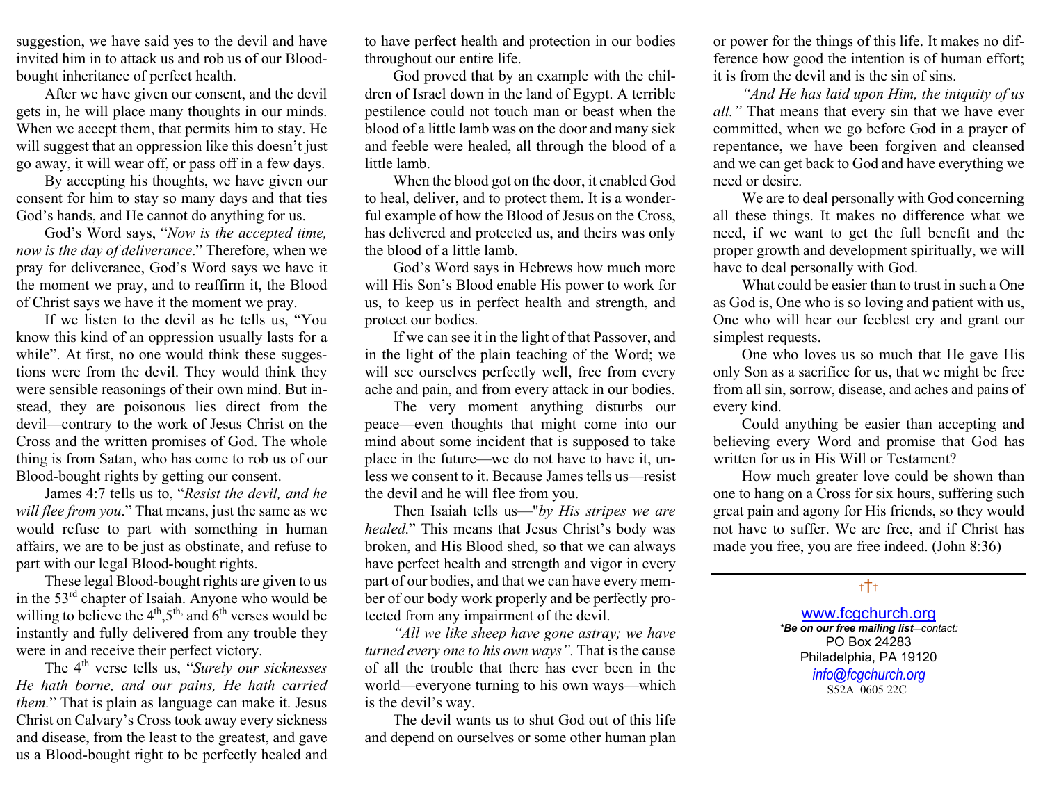suggestion, we have said yes to the devil and have invited him in to attack us and rob us of our Blood-bought inheritance of perfect health.

After we have given our consent, and the devil gets in, he will place many thoughts in our minds. When we accept them, that permits him to stay. He will suggest that an oppression like this doesn't just go away, it will wear off, or pass off in a few days.

By accepting his thoughts, we have given our consent for him to stay so many days and that ties God's hands, and He cannot do anything for us.

God's Word says, "*Now is the accepted time, now is the day of deliverance*." Therefore, when we pray for deliverance, God's Word says we have it the moment we pray, and to reaffirm it, the Blood of Christ says we have it the moment we pray.

If we listen to the devil as he tells us, "You know this kind of an oppression usually lasts for a while". At first, no one would think these suggestions were from the devil. They would think they were sensible reasonings of their own mind. But instead, they are poisonous lies direct from the devil—contrary to the work of Jesus Christ on the Cross and the written promises of God. The whole thing is from Satan, who has come to rob us of our Blood-bought rights by getting our consent.

James 4:7 tells us to, "*Resist the devil, and he will flee from you*." That means, just the same as we would refuse to part with something in human affairs, we are to be just as obstinate, and refuse to part with our legal Blood-bought rights.

These legal Blood-bought rights are given to us in the 53rd chapter of Isaiah. Anyone who would be willing to believe the 4th, 5th, and 6th verses would be instantly and fully delivered from any trouble they were in and receive their perfect victory.

The 4th verse tells us, "*Surely our sicknesses He hath borne, and our pains, He hath carried them.*" That is plain as language can make it. Jesus Christ on Calvary's Cross took away every sickness and disease, from the least to the greatest, and gave us a Blood-bought right to be perfectly healed and to have perfect health and protection in our bodies throughout our entire life.

God proved that by an example with the children of Israel down in the land of Egypt. A terrible pestilence could not touch man or beast when the blood of a little lamb was on the door and many sick and feeble were healed, all through the blood of a little lamb.

When the blood got on the door, it enabled God to heal, deliver, and to protect them. It is a wonderful example of how the Blood of Jesus on the Cross, has delivered and protected us, and theirs was only the blood of a little lamb.

God's Word says in Hebrews how much more will His Son's Blood enable His power to work for us, to keep us in perfect health and strength, and protect our bodies.

If we can see it in the light of that Passover, and in the light of the plain teaching of the Word; we will see ourselves perfectly well, free from every ache and pain, and from every attack in our bodies.

The very moment anything disturbs our peace—even thoughts that might come into our mind about some incident that is supposed to take place in the future—we do not have to have it, unless we consent to it. Because James tells us—resist the devil and he will flee from you.

Then Isaiah tells us—"*by His stripes we are healed*." This means that Jesus Christ's body was broken, and His Blood shed, so that we can always have perfect health and strength and vigor in every part of our bodies, and that we can have every member of our body work properly and be perfectly protected from any impairment of the devil.

*"All we like sheep have gone astray; we have turned every one to his own ways".* That is the cause of all the trouble that there has ever been in the world—everyone turning to his own ways—which is the devil's way.

The devil wants us to shut God out of this life and depend on ourselves or some other human plan or power for the things of this life. It makes no difference how good the intention is of human effort; it is from the devil and is the sin of sins.

*"And He has laid upon Him, the iniquity of us all."* That means that every sin that we have ever committed, when we go before God in a prayer of repentance, we have been forgiven and cleansed and we can get back to God and have everything we need or desire.

We are to deal personally with God concerning all these things. It makes no difference what we need, if we want to get the full benefit and the proper growth and development spiritually, we will have to deal personally with God.

What could be easier than to trust in such a One as God is, One who is so loving and patient with us, One who will hear our feeblest cry and grant our simplest requests.

One who loves us so much that He gave His only Son as a sacrifice for us, that we might be free from all sin, sorrow, disease, and aches and pains of every kind.

Could anything be easier than accepting and believing every Word and promise that God has written for us in His Will or Testament?

How much greater love could be shown than one to hang on a Cross for six hours, suffering such great pain and agony for His friends, so they would not have to suffer. We are free, and if Christ has made you free, you are free indeed. (John 8:36)

---

†✝†

www.fcgchurch.org
***Be on our free mailing list**—contact:*
PO Box 24283
Philadelphia, PA 19120
*info@fcgchurch.org*
S52A 0605 22C